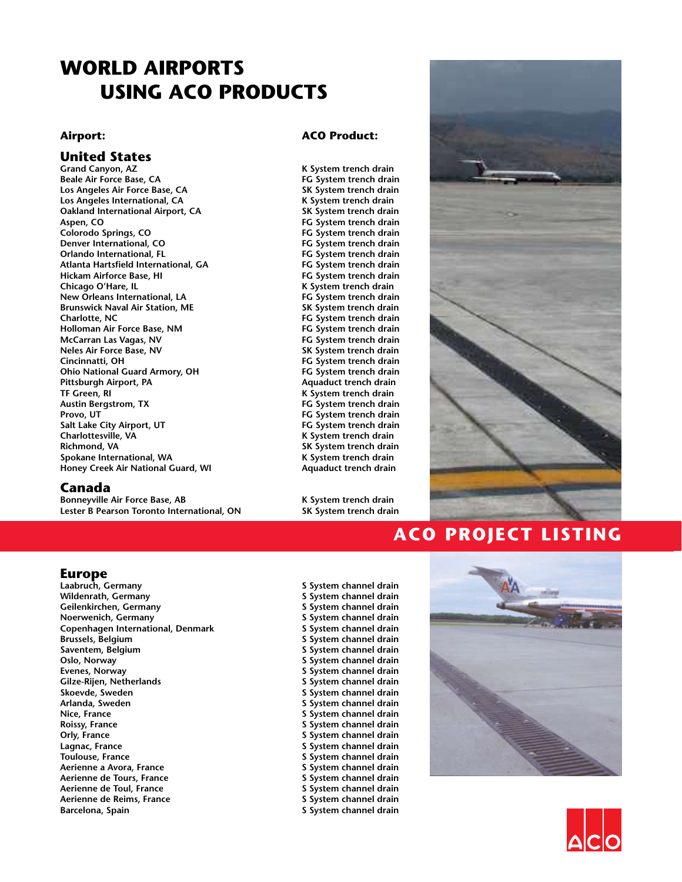# WORLD AIRPORTS USING ACO PRODUCTS

| Airport: | ACO Product: |
|---|---|
| **United States** | |
| Grand Canyon, AZ | K System trench drain |
| Beale Air Force Base, CA | FG System trench drain |
| Los Angeles Air Force Base, CA | SK System trench drain |
| Los Angeles International, CA | K System trench drain |
| Oakland International Airport, CA | SK System trench drain |
| Aspen, CO | FG System trench drain |
| Colorodo Springs, CO | FG System trench drain |
| Denver International, CO | FG System trench drain |
| Orlando International, FL | FG System trench drain |
| Atlanta Hartsfield International, GA | FG System trench drain |
| Hickam Airforce Base, HI | FG System trench drain |
| Chicago O'Hare, IL | K System trench drain |
| New Orleans International, LA | FG System trench drain |
| Brunswick Naval Air Station, ME | SK System trench drain |
| Charlotte, NC | FG System trench drain |
| Holloman Air Force Base, NM | FG System trench drain |
| McCarran Las Vagas, NV | FG System trench drain |
| Neles Air Force Base, NV | SK System trench drain |
| Cincinnatti, OH | FG System trench drain |
| Ohio National Guard Armory, OH | FG System trench drain |
| Pittsburgh Airport, PA | Aquaduct trench drain |
| TF Green, RI | K System trench drain |
| Austin Bergstrom, TX | FG System trench drain |
| Provo, UT | FG System trench drain |
| Salt Lake City Airport, UT | FG System trench drain |
| Charlottesville, VA | K System trench drain |
| Richmond, VA | SK System trench drain |
| Spokane International, WA | K System trench drain |
| Honey Creek Air National Guard, WI | Aquaduct trench drain |
| **Canada** | |
| Bonneyville Air Force Base, AB | K System trench drain |
| Lester B Pearson Toronto International, ON | SK System trench drain |

## ACO PROJECT LISTING

| Airport: | ACO Product: |
|---|---|
| **Europe** | |
| Laabruch, Germany | S System channel drain |
| Wildenrath, Germany | S System channel drain |
| Geilenkirchen, Germany | S System channel drain |
| Noerwenich, Germany | S System channel drain |
| Copenhagen International, Denmark | S System channel drain |
| Brussels, Belgium | S System channel drain |
| Saventem, Belgium | S System channel drain |
| Oslo, Norway | S System channel drain |
| Evenes, Norway | S System channel drain |
| Gilze-Rijen, Netherlands | S System channel drain |
| Skoevde, Sweden | S System channel drain |
| Arlanda, Sweden | S System channel drain |
| Nice, France | S System channel drain |
| Roissy, France | S System channel drain |
| Orly, France | S System channel drain |
| Lagnac, France | S System channel drain |
| Toulouse, France | S System channel drain |
| Aerienne a Avora, France | S System channel drain |
| Aerienne de Tours, France | S System channel drain |
| Aerienne de Toul, France | S System channel drain |
| Aerienne de Reims, France | S System channel drain |
| Barcelona, Spain | S System channel drain |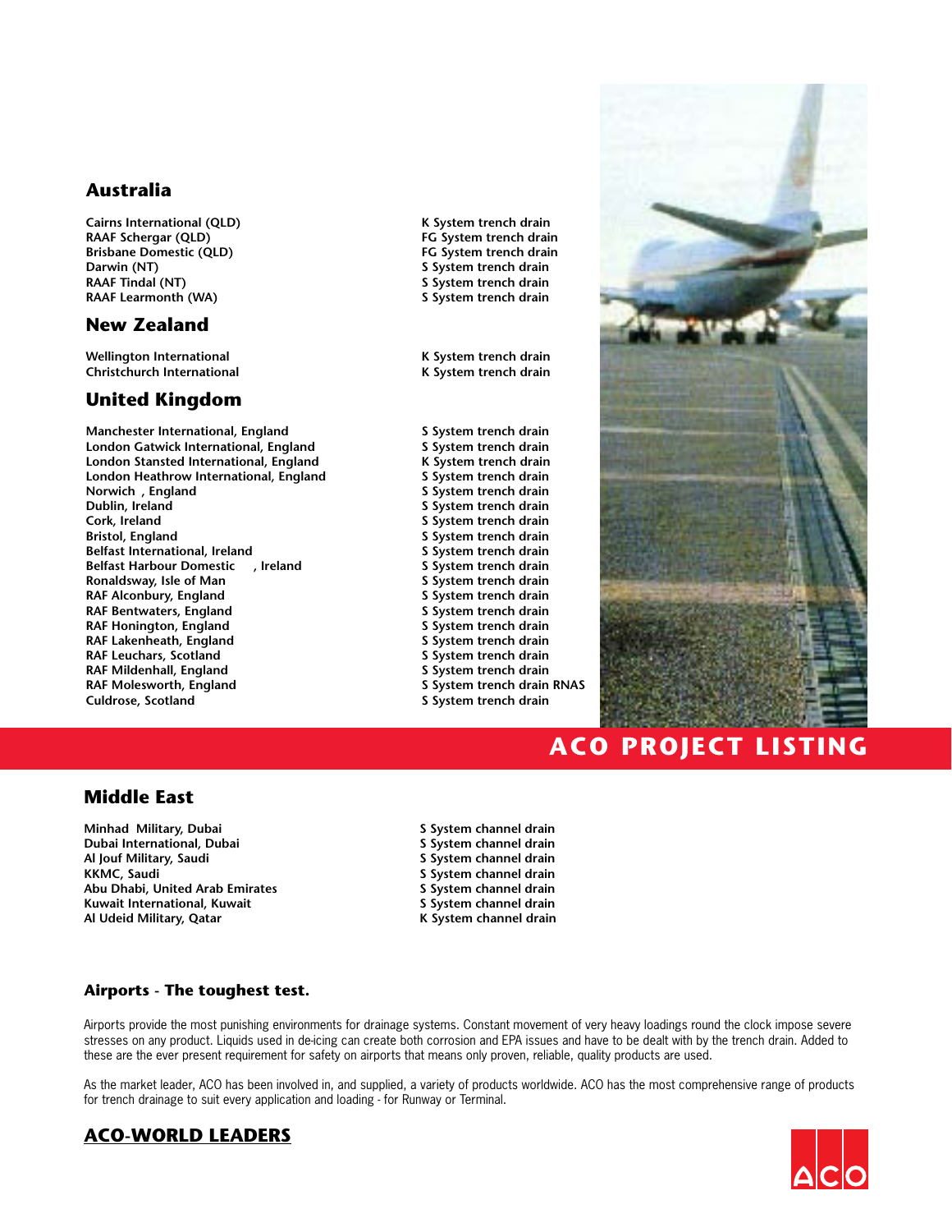## Australia

| | |
|---|---|
| Cairns International (QLD) | K System trench drain |
| RAAF Schergar (QLD) | FG System trench drain |
| Brisbane Domestic (QLD) | FG System trench drain |
| Darwin (NT) | S System trench drain |
| RAAF Tindal (NT) | S System trench drain |
| RAAF Learmonth (WA) | S System trench drain |

## New Zealand

| | |
|---|---|
| Wellington International | K System trench drain |
| Christchurch International | K System trench drain |

## United Kingdom

| | |
|---|---|
| Manchester International, England | S System trench drain |
| London Gatwick International, England | S System trench drain |
| London Stansted International, England | K System trench drain |
| London Heathrow International, England | S System trench drain |
| Norwich , England | S System trench drain |
| Dublin, Ireland | S System trench drain |
| Cork, Ireland | S System trench drain |
| Bristol, England | S System trench drain |
| Belfast International, Ireland | S System trench drain |
| Belfast Harbour Domestic , Ireland | S System trench drain |
| Ronaldsway, Isle of Man | S System trench drain |
| RAF Alconbury, England | S System trench drain |
| RAF Bentwaters, England | S System trench drain |
| RAF Honington, England | S System trench drain |
| RAF Lakenheath, England | S System trench drain |
| RAF Leuchars, Scotland | S System trench drain |
| RAF Mildenhall, England | S System trench drain |
| RAF Molesworth, England | S System trench drain RNAS |
| Culdrose, Scotland | S System trench drain |

# ACO PROJECT LISTING

## Middle East

| | |
|---|---|
| Minhad Military, Dubai | S System channel drain |
| Dubai International, Dubai | S System channel drain |
| Al Jouf Military, Saudi | S System channel drain |
| KKMC, Saudi | S System channel drain |
| Abu Dhabi, United Arab Emirates | S System channel drain |
| Kuwait International, Kuwait | S System channel drain |
| Al Udeid Military, Qatar | K System channel drain |

### Airports - The toughest test.

Airports provide the most punishing environments for drainage systems. Constant movement of very heavy loadings round the clock impose severe stresses on any product. Liquids used in de-icing can create both corrosion and EPA issues and have to be dealt with by the trench drain. Added to these are the ever present requirement for safety on airports that means only proven, reliable, quality products are used.

As the market leader, ACO has been involved in, and supplied, a variety of products worldwide. ACO has the most comprehensive range of products for trench drainage to suit every application and loading - for Runway or Terminal.

**ACO-WORLD LEADERS**

ACO